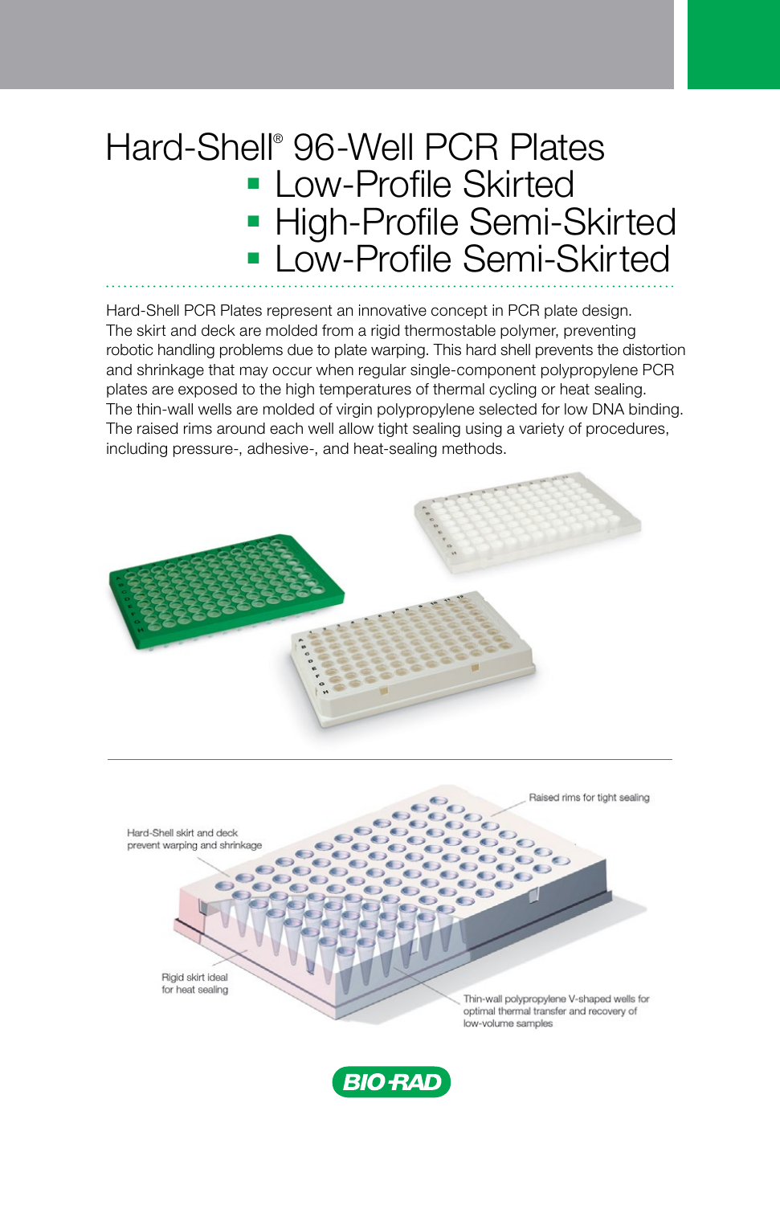# Hard-Shell® 96-Well PCR Plates

- Low-Profile Skirted
- High-Profile Semi-Skirted
- Low-Profile Semi-Skirted

Hard-Shell PCR Plates represent an innovative concept in PCR plate design. The skirt and deck are molded from a rigid thermostable polymer, preventing robotic handling problems due to plate warping. This hard shell prevents the distortion and shrinkage that may occur when regular single-component polypropylene PCR plates are exposed to the high temperatures of thermal cycling or heat sealing. The thin-wall wells are molded of virgin polypropylene selected for low DNA binding. The raised rims around each well allow tight sealing using a variety of procedures, including pressure-, adhesive-, and heat-sealing methods.

Hard-Shell skirt and deck prevent warping and shrinkage

Raised rims for tight sealing

Rigid skirt ideal for heat sealing

Thin-wall polypropylene V-shaped wells for optimal thermal transfer and recovery of low-volume samples

BIO-RAD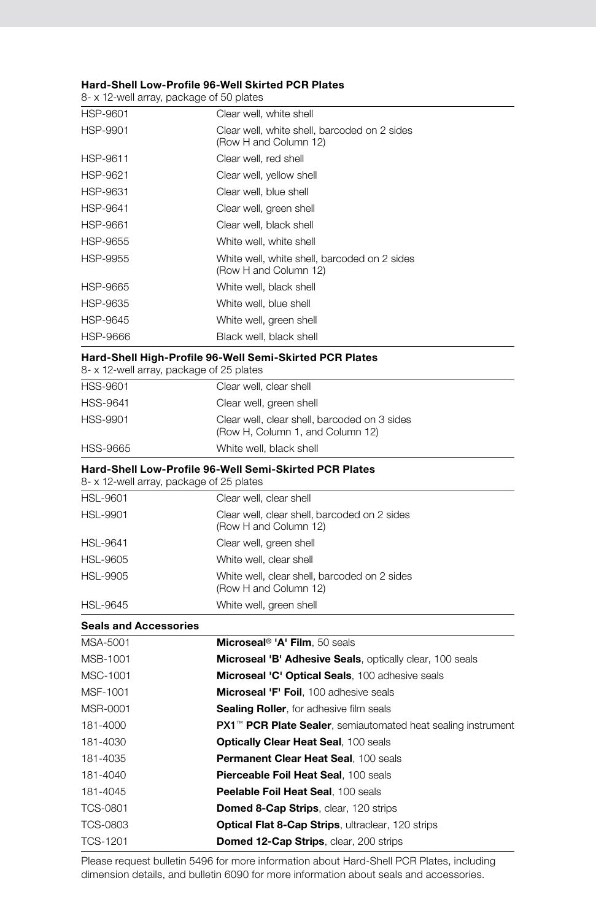### Hard-Shell Low-Profile 96-Well Skirted PCR Plates

8- x 12-well array, package of 50 plates

| | |
|---|---|
| HSP-9601 | Clear well, white shell |
| HSP-9901 | Clear well, white shell, barcoded on 2 sides (Row H and Column 12) |
| HSP-9611 | Clear well, red shell |
| HSP-9621 | Clear well, yellow shell |
| HSP-9631 | Clear well, blue shell |
| HSP-9641 | Clear well, green shell |
| HSP-9661 | Clear well, black shell |
| HSP-9655 | White well, white shell |
| HSP-9955 | White well, white shell, barcoded on 2 sides (Row H and Column 12) |
| HSP-9665 | White well, black shell |
| HSP-9635 | White well, blue shell |
| HSP-9645 | White well, green shell |
| HSP-9666 | Black well, black shell |

### Hard-Shell High-Profile 96-Well Semi-Skirted PCR Plates

8- x 12-well array, package of 25 plates

| | |
|---|---|
| HSS-9601 | Clear well, clear shell |
| HSS-9641 | Clear well, green shell |
| HSS-9901 | Clear well, clear shell, barcoded on 3 sides (Row H, Column 1, and Column 12) |
| HSS-9665 | White well, black shell |

### Hard-Shell Low-Profile 96-Well Semi-Skirted PCR Plates

8- x 12-well array, package of 25 plates

| | |
|---|---|
| HSL-9601 | Clear well, clear shell |
| HSL-9901 | Clear well, clear shell, barcoded on 2 sides (Row H and Column 12) |
| HSL-9641 | Clear well, green shell |
| HSL-9605 | White well, clear shell |
| HSL-9905 | White well, clear shell, barcoded on 2 sides (Row H and Column 12) |
| HSL-9645 | White well, green shell |

### Seals and Accessories

| | |
|---|---|
| MSA-5001 | **Microseal® 'A' Film**, 50 seals |
| MSB-1001 | **Microseal 'B' Adhesive Seals**, optically clear, 100 seals |
| MSC-1001 | **Microseal 'C' Optical Seals**, 100 adhesive seals |
| MSF-1001 | **Microseal 'F' Foil**, 100 adhesive seals |
| MSR-0001 | **Sealing Roller**, for adhesive film seals |
| 181-4000 | **PX1™ PCR Plate Sealer**, semiautomated heat sealing instrument |
| 181-4030 | **Optically Clear Heat Seal**, 100 seals |
| 181-4035 | **Permanent Clear Heat Seal**, 100 seals |
| 181-4040 | **Pierceable Foil Heat Seal**, 100 seals |
| 181-4045 | **Peelable Foil Heat Seal**, 100 seals |
| TCS-0801 | **Domed 8-Cap Strips**, clear, 120 strips |
| TCS-0803 | **Optical Flat 8-Cap Strips**, ultraclear, 120 strips |
| TCS-1201 | **Domed 12-Cap Strips**, clear, 200 strips |

Please request bulletin 5496 for more information about Hard-Shell PCR Plates, including dimension details, and bulletin 6090 for more information about seals and accessories.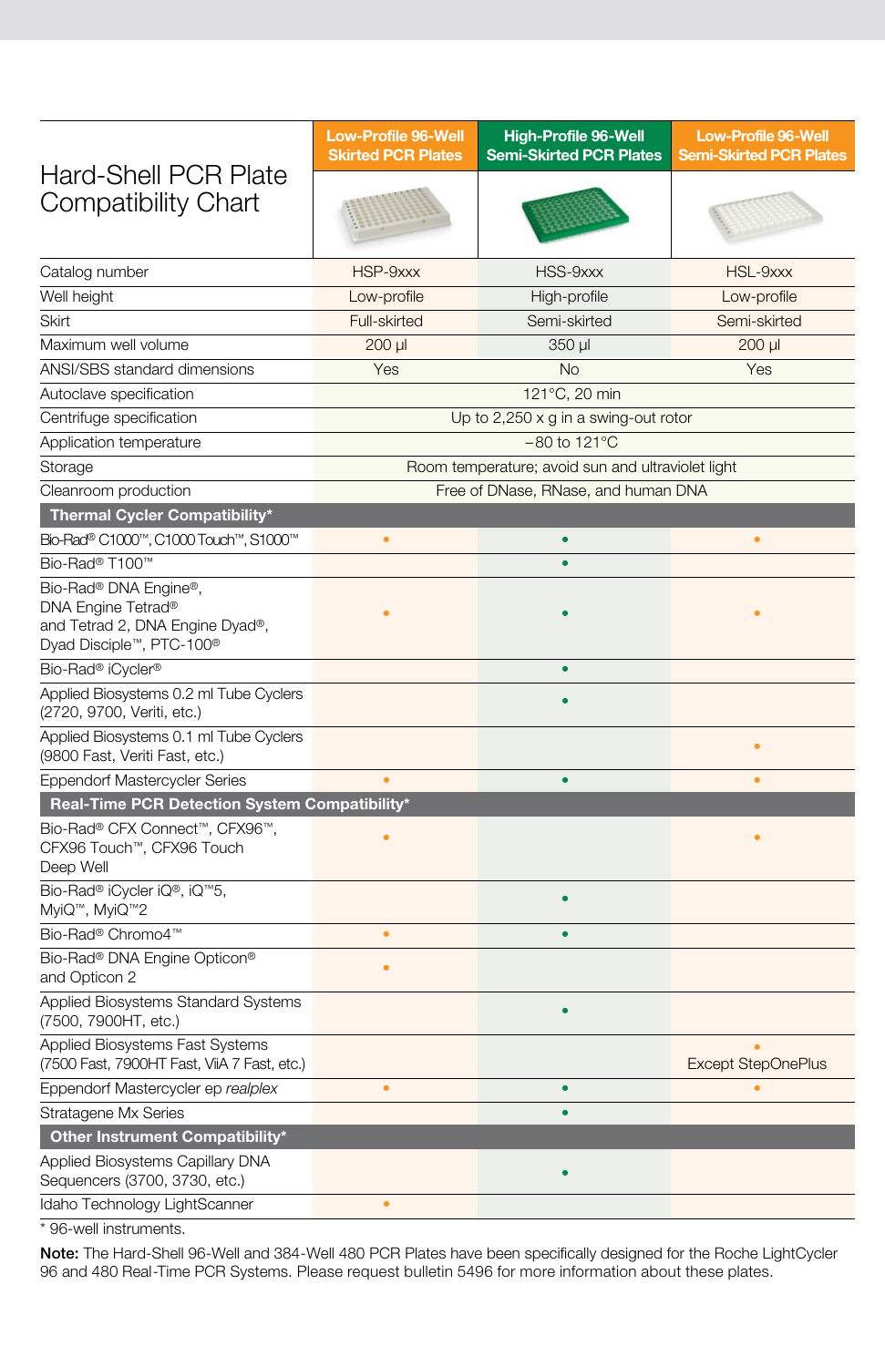# Hard-Shell PCR Plate Compatibility Chart

| | Low-Profile 96-Well Skirted PCR Plates | High-Profile 96-Well Semi-Skirted PCR Plates | Low-Profile 96-Well Semi-Skirted PCR Plates |
|---|---|---|---|
| Catalog number | HSP-9xxx | HSS-9xxx | HSL-9xxx |
| Well height | Low-profile | High-profile | Low-profile |
| Skirt | Full-skirted | Semi-skirted | Semi-skirted |
| Maximum well volume | 200 µl | 350 µl | 200 µl |
| ANSI/SBS standard dimensions | Yes | No | Yes |
| Autoclave specification | 121°C, 20 min | | |
| Centrifuge specification | Up to 2,250 x g in a swing-out rotor | | |
| Application temperature | –80 to 121°C | | |
| Storage | Room temperature; avoid sun and ultraviolet light | | |
| Cleanroom production | Free of DNase, RNase, and human DNA | | |
| **Thermal Cycler Compatibility*** | | | |
| Bio-Rad® C1000™, C1000 Touch™, S1000™ | • | • | • |
| Bio-Rad® T100™ | | • | |
| Bio-Rad® DNA Engine®, DNA Engine Tetrad® and Tetrad 2, DNA Engine Dyad®, Dyad Disciple™, PTC-100® | • | • | • |
| Bio-Rad® iCycler® | | • | |
| Applied Biosystems 0.2 ml Tube Cyclers (2720, 9700, Veriti, etc.) | | • | |
| Applied Biosystems 0.1 ml Tube Cyclers (9800 Fast, Veriti Fast, etc.) | | | • |
| Eppendorf Mastercycler Series | • | • | • |
| **Real-Time PCR Detection System Compatibility*** | | | |
| Bio-Rad® CFX Connect™, CFX96™, CFX96 Touch™, CFX96 Touch Deep Well | • | | • |
| Bio-Rad® iCycler iQ®, iQ™5, MyiQ™, MyiQ™2 | | • | |
| Bio-Rad® Chromo4™ | • | • | |
| Bio-Rad® DNA Engine Opticon® and Opticon 2 | • | | |
| Applied Biosystems Standard Systems (7500, 7900HT, etc.) | | • | |
| Applied Biosystems Fast Systems (7500 Fast, 7900HT Fast, ViiA 7 Fast, etc.) | | | • Except StepOnePlus |
| Eppendorf Mastercycler ep *realplex* | • | • | • |
| Stratagene Mx Series | | • | |
| **Other Instrument Compatibility*** | | | |
| Applied Biosystems Capillary DNA Sequencers (3700, 3730, etc.) | | • | |
| Idaho Technology LightScanner | • | | |

* 96-well instruments.

**Note:** The Hard-Shell 96-Well and 384-Well 480 PCR Plates have been specifically designed for the Roche LightCycler 96 and 480 Real-Time PCR Systems. Please request bulletin 5496 for more information about these plates.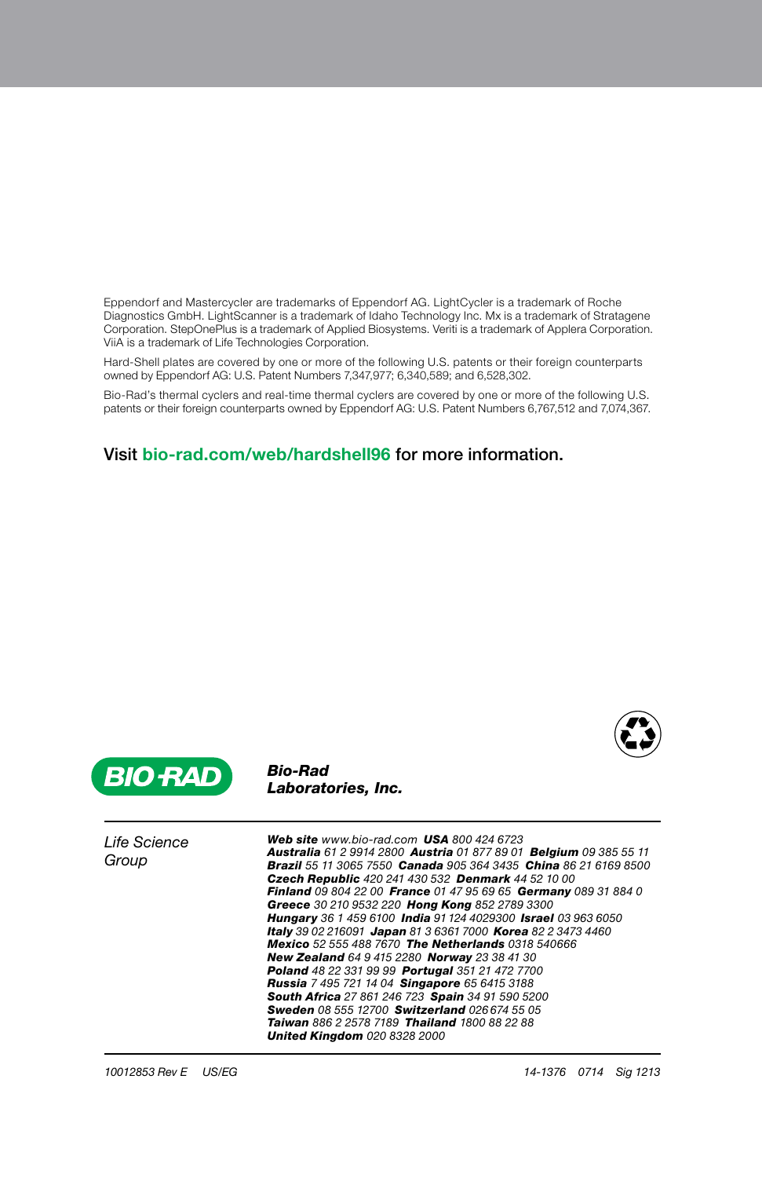Eppendorf and Mastercycler are trademarks of Eppendorf AG. LightCycler is a trademark of Roche Diagnostics GmbH. LightScanner is a trademark of Idaho Technology Inc. Mx is a trademark of Stratagene Corporation. StepOnePlus is a trademark of Applied Biosystems. Veriti is a trademark of Applera Corporation. ViiA is a trademark of Life Technologies Corporation.

Hard-Shell plates are covered by one or more of the following U.S. patents or their foreign counterparts owned by Eppendorf AG: U.S. Patent Numbers 7,347,977; 6,340,589; and 6,528,302.

Bio-Rad's thermal cyclers and real-time thermal cyclers are covered by one or more of the following U.S. patents or their foreign counterparts owned by Eppendorf AG: U.S. Patent Numbers 6,767,512 and 7,074,367.

**Visit bio-rad.com/web/hardshell96 for more information.**

BIO-RAD

***Bio-Rad Laboratories, Inc.***

*Life Science Group*

***Web site*** *www.bio-rad.com* ***USA*** *800 424 6723*
***Australia*** *61 2 9914 2800* ***Austria*** *01 877 89 01* ***Belgium*** *09 385 55 11*
***Brazil*** *55 11 3065 7550* ***Canada*** *905 364 3435* ***China*** *86 21 6169 8500*
***Czech Republic*** *420 241 430 532* ***Denmark*** *44 52 10 00*
***Finland*** *09 804 22 00* ***France*** *01 47 95 69 65* ***Germany*** *089 31 884 0*
***Greece*** *30 210 9532 220* ***Hong Kong*** *852 2789 3300*
***Hungary*** *36 1 459 6100* ***India*** *91 124 4029300* ***Israel*** *03 963 6050*
***Italy*** *39 02 216091* ***Japan*** *81 3 6361 7000* ***Korea*** *82 2 3473 4460*
***Mexico*** *52 555 488 7670* ***The Netherlands*** *0318 540666*
***New Zealand*** *64 9 415 2280* ***Norway*** *23 38 41 30*
***Poland*** *48 22 331 99 99* ***Portugal*** *351 21 472 7700*
***Russia*** *7 495 721 14 04* ***Singapore*** *65 6415 3188*
***South Africa*** *27 861 246 723* ***Spain*** *34 91 590 5200*
***Sweden*** *08 555 12700* ***Switzerland*** *026 674 55 05*
***Taiwan*** *886 2 2578 7189* ***Thailand*** *1800 88 22 88*
***United Kingdom*** *020 8328 2000*

*10012853 Rev E US/EG* *14-1376 0714 Sig 1213*